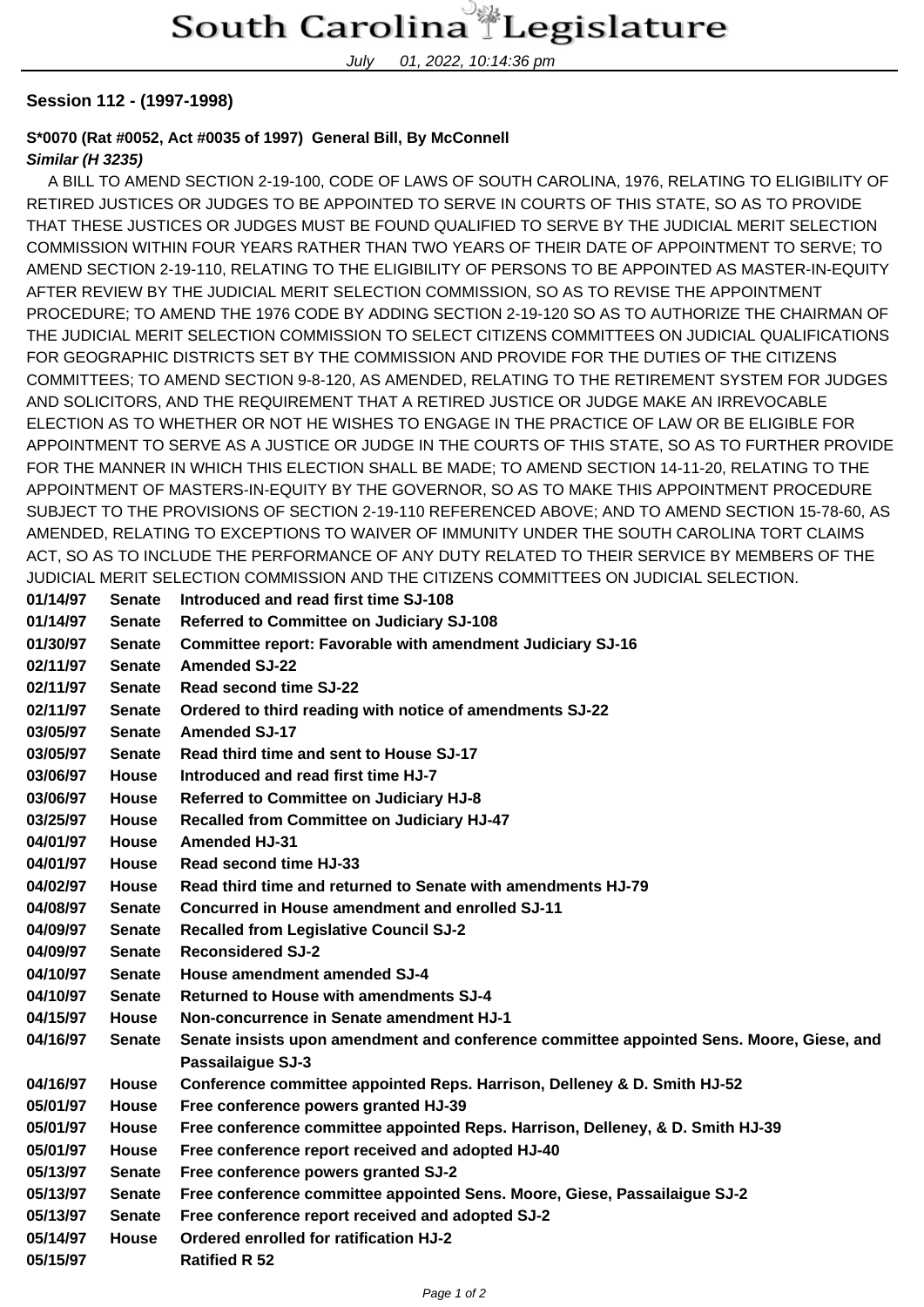# South Carolina Legislature

July 01, 2022, 10:14:36 pm

### Session 112 - (1997-1998)

**S*0070 (Rat #0052, Act #0035 of 1997) General Bill, By McConnell**
***Similar (H 3235)***

A BILL TO AMEND SECTION 2-19-100, CODE OF LAWS OF SOUTH CAROLINA, 1976, RELATING TO ELIGIBILITY OF RETIRED JUSTICES OR JUDGES TO BE APPOINTED TO SERVE IN COURTS OF THIS STATE, SO AS TO PROVIDE THAT THESE JUSTICES OR JUDGES MUST BE FOUND QUALIFIED TO SERVE BY THE JUDICIAL MERIT SELECTION COMMISSION WITHIN FOUR YEARS RATHER THAN TWO YEARS OF THEIR DATE OF APPOINTMENT TO SERVE; TO AMEND SECTION 2-19-110, RELATING TO THE ELIGIBILITY OF PERSONS TO BE APPOINTED AS MASTER-IN-EQUITY AFTER REVIEW BY THE JUDICIAL MERIT SELECTION COMMISSION, SO AS TO REVISE THE APPOINTMENT PROCEDURE; TO AMEND THE 1976 CODE BY ADDING SECTION 2-19-120 SO AS TO AUTHORIZE THE CHAIRMAN OF THE JUDICIAL MERIT SELECTION COMMISSION TO SELECT CITIZENS COMMITTEES ON JUDICIAL QUALIFICATIONS FOR GEOGRAPHIC DISTRICTS SET BY THE COMMISSION AND PROVIDE FOR THE DUTIES OF THE CITIZENS COMMITTEES; TO AMEND SECTION 9-8-120, AS AMENDED, RELATING TO THE RETIREMENT SYSTEM FOR JUDGES AND SOLICITORS, AND THE REQUIREMENT THAT A RETIRED JUSTICE OR JUDGE MAKE AN IRREVOCABLE ELECTION AS TO WHETHER OR NOT HE WISHES TO ENGAGE IN THE PRACTICE OF LAW OR BE ELIGIBLE FOR APPOINTMENT TO SERVE AS A JUSTICE OR JUDGE IN THE COURTS OF THIS STATE, SO AS TO FURTHER PROVIDE FOR THE MANNER IN WHICH THIS ELECTION SHALL BE MADE; TO AMEND SECTION 14-11-20, RELATING TO THE APPOINTMENT OF MASTERS-IN-EQUITY BY THE GOVERNOR, SO AS TO MAKE THIS APPOINTMENT PROCEDURE SUBJECT TO THE PROVISIONS OF SECTION 2-19-110 REFERENCED ABOVE; AND TO AMEND SECTION 15-78-60, AS AMENDED, RELATING TO EXCEPTIONS TO WAIVER OF IMMUNITY UNDER THE SOUTH CAROLINA TORT CLAIMS ACT, SO AS TO INCLUDE THE PERFORMANCE OF ANY DUTY RELATED TO THEIR SERVICE BY MEMBERS OF THE JUDICIAL MERIT SELECTION COMMISSION AND THE CITIZENS COMMITTEES ON JUDICIAL SELECTION.

| | | |
|---|---|---|
| **01/14/97** | **Senate** | **Introduced and read first time SJ-108** |
| **01/14/97** | **Senate** | **Referred to Committee on Judiciary SJ-108** |
| **01/30/97** | **Senate** | **Committee report: Favorable with amendment Judiciary SJ-16** |
| **02/11/97** | **Senate** | **Amended SJ-22** |
| **02/11/97** | **Senate** | **Read second time SJ-22** |
| **02/11/97** | **Senate** | **Ordered to third reading with notice of amendments SJ-22** |
| **03/05/97** | **Senate** | **Amended SJ-17** |
| **03/05/97** | **Senate** | **Read third time and sent to House SJ-17** |
| **03/06/97** | **House** | **Introduced and read first time HJ-7** |
| **03/06/97** | **House** | **Referred to Committee on Judiciary HJ-8** |
| **03/25/97** | **House** | **Recalled from Committee on Judiciary HJ-47** |
| **04/01/97** | **House** | **Amended HJ-31** |
| **04/01/97** | **House** | **Read second time HJ-33** |
| **04/02/97** | **House** | **Read third time and returned to Senate with amendments HJ-79** |
| **04/08/97** | **Senate** | **Concurred in House amendment and enrolled SJ-11** |
| **04/09/97** | **Senate** | **Recalled from Legislative Council SJ-2** |
| **04/09/97** | **Senate** | **Reconsidered SJ-2** |
| **04/10/97** | **Senate** | **House amendment amended SJ-4** |
| **04/10/97** | **Senate** | **Returned to House with amendments SJ-4** |
| **04/15/97** | **House** | **Non-concurrence in Senate amendment HJ-1** |
| **04/16/97** | **Senate** | **Senate insists upon amendment and conference committee appointed Sens. Moore, Giese, and Passailaigue SJ-3** |
| **04/16/97** | **House** | **Conference committee appointed Reps. Harrison, Delleney & D. Smith HJ-52** |
| **05/01/97** | **House** | **Free conference powers granted HJ-39** |
| **05/01/97** | **House** | **Free conference committee appointed Reps. Harrison, Delleney, & D. Smith HJ-39** |
| **05/01/97** | **House** | **Free conference report received and adopted HJ-40** |
| **05/13/97** | **Senate** | **Free conference powers granted SJ-2** |
| **05/13/97** | **Senate** | **Free conference committee appointed Sens. Moore, Giese, Passailaigue SJ-2** |
| **05/13/97** | **Senate** | **Free conference report received and adopted SJ-2** |
| **05/14/97** | **House** | **Ordered enrolled for ratification HJ-2** |
| **05/15/97** | | **Ratified R 52** |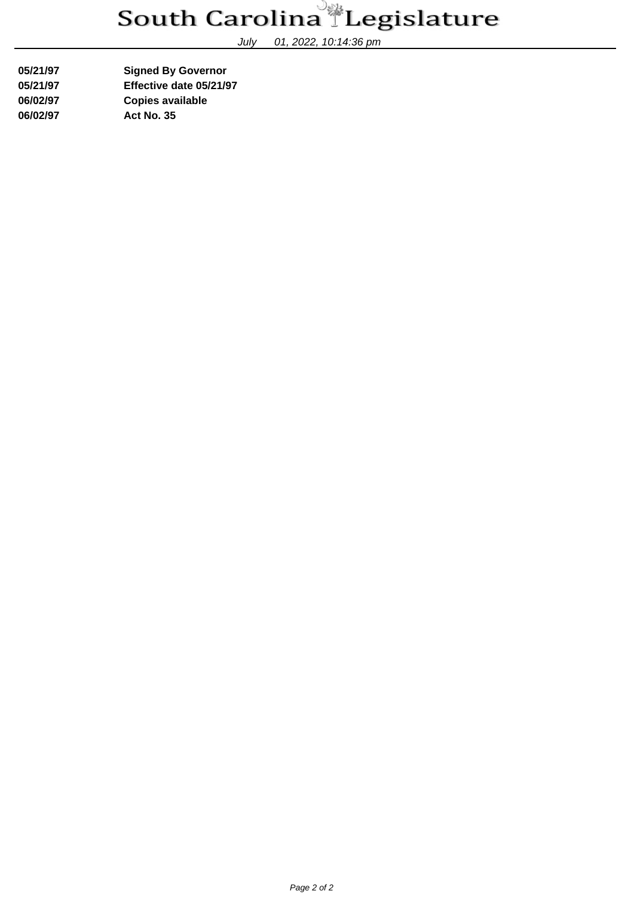| | |
|---|---|
| **05/21/97** | **Signed By Governor** |
| **05/21/97** | **Effective date 05/21/97** |
| **06/02/97** | **Copies available** |
| **06/02/97** | **Act No. 35** |